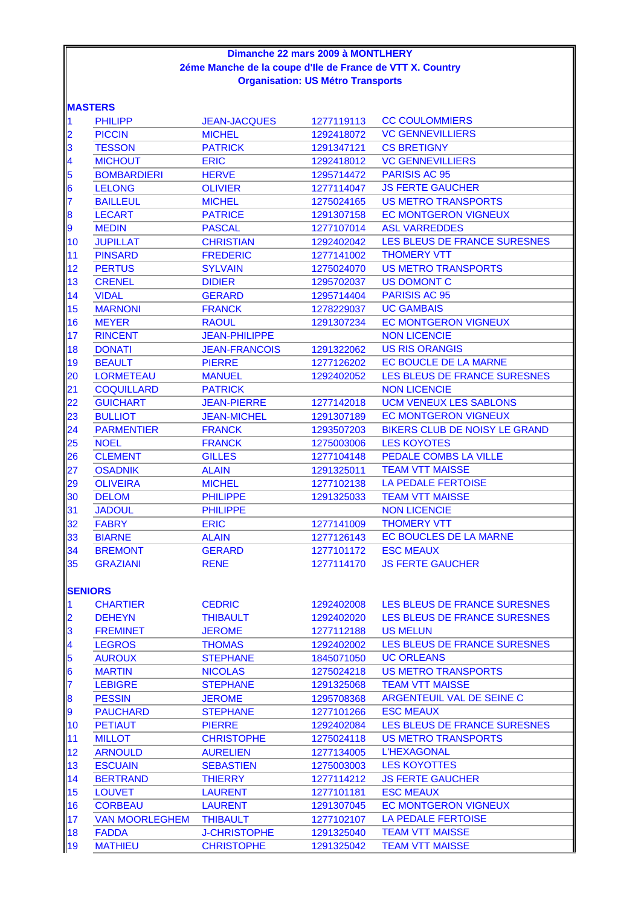**Dimanche 22 mars 2009 à MONTLHERY**

**2éme Manche de la coupe d'Ile de France de VTT X. Country**

**Organisation: US Métro Transports**

**MASTERS**

| | | | | |
|---|---|---|---|---|
| 1 | PHILIPP | JEAN-JACQUES | 1277119113 | CC COULOMMIERS |
| 2 | PICCIN | MICHEL | 1292418072 | VC GENNEVILLIERS |
| 3 | TESSON | PATRICK | 1291347121 | CS BRETIGNY |
| 4 | MICHOUT | ERIC | 1292418012 | VC GENNEVILLIERS |
| 5 | BOMBARDIERI | HERVE | 1295714472 | PARISIS AC 95 |
| 6 | LELONG | OLIVIER | 1277114047 | JS FERTE GAUCHER |
| 7 | BAILLEUL | MICHEL | 1275024165 | US METRO TRANSPORTS |
| 8 | LECART | PATRICE | 1291307158 | EC MONTGERON VIGNEUX |
| 9 | MEDIN | PASCAL | 1277107014 | ASL VARREDDES |
| 10 | JUPILLAT | CHRISTIAN | 1292402042 | LES BLEUS DE FRANCE SURESNES |
| 11 | PINSARD | FREDERIC | 1277141002 | THOMERY VTT |
| 12 | PERTUS | SYLVAIN | 1275024070 | US METRO TRANSPORTS |
| 13 | CRENEL | DIDIER | 1295702037 | US DOMONT C |
| 14 | VIDAL | GERARD | 1295714404 | PARISIS AC 95 |
| 15 | MARNONI | FRANCK | 1278229037 | UC GAMBAIS |
| 16 | MEYER | RAOUL | 1291307234 | EC MONTGERON VIGNEUX |
| 17 | RINCENT | JEAN-PHILIPPE | | NON LICENCIE |
| 18 | DONATI | JEAN-FRANCOIS | 1291322062 | US RIS ORANGIS |
| 19 | BEAULT | PIERRE | 1277126202 | EC BOUCLE DE LA MARNE |
| 20 | LORMETEAU | MANUEL | 1292402052 | LES BLEUS DE FRANCE SURESNES |
| 21 | COQUILLARD | PATRICK | | NON LICENCIE |
| 22 | GUICHART | JEAN-PIERRE | 1277142018 | UCM VENEUX LES SABLONS |
| 23 | BULLIOT | JEAN-MICHEL | 1291307189 | EC MONTGERON VIGNEUX |
| 24 | PARMENTIER | FRANCK | 1293507203 | BIKERS CLUB DE NOISY LE GRAND |
| 25 | NOEL | FRANCK | 1275003006 | LES KOYOTES |
| 26 | CLEMENT | GILLES | 1277104148 | PEDALE COMBS LA VILLE |
| 27 | OSADNIK | ALAIN | 1291325011 | TEAM VTT MAISSE |
| 29 | OLIVEIRA | MICHEL | 1277102138 | LA PEDALE FERTOISE |
| 30 | DELOM | PHILIPPE | 1291325033 | TEAM VTT MAISSE |
| 31 | JADOUL | PHILIPPE | | NON LICENCIE |
| 32 | FABRY | ERIC | 1277141009 | THOMERY VTT |
| 33 | BIARNE | ALAIN | 1277126143 | EC BOUCLES DE LA MARNE |
| 34 | BREMONT | GERARD | 1277101172 | ESC MEAUX |
| 35 | GRAZIANI | RENE | 1277114170 | JS FERTE GAUCHER |

**SENIORS**

| | | | | |
|---|---|---|---|---|
| 1 | CHARTIER | CEDRIC | 1292402008 | LES BLEUS DE FRANCE SURESNES |
| 2 | DEHEYN | THIBAULT | 1292402020 | LES BLEUS DE FRANCE SURESNES |
| 3 | FREMINET | JEROME | 1277112188 | US MELUN |
| 4 | LEGROS | THOMAS | 1292402002 | LES BLEUS DE FRANCE SURESNES |
| 5 | AUROUX | STEPHANE | 1845071050 | UC ORLEANS |
| 6 | MARTIN | NICOLAS | 1275024218 | US METRO TRANSPORTS |
| 7 | LEBIGRE | STEPHANE | 1291325068 | TEAM VTT MAISSE |
| 8 | PESSIN | JEROME | 1295708368 | ARGENTEUIL VAL DE SEINE C |
| 9 | PAUCHARD | STEPHANE | 1277101266 | ESC MEAUX |
| 10 | PETIAUT | PIERRE | 1292402084 | LES BLEUS DE FRANCE SURESNES |
| 11 | MILLOT | CHRISTOPHE | 1275024118 | US METRO TRANSPORTS |
| 12 | ARNOULD | AURELIEN | 1277134005 | L'HEXAGONAL |
| 13 | ESCUAIN | SEBASTIEN | 1275003003 | LES KOYOTTES |
| 14 | BERTRAND | THIERRY | 1277114212 | JS FERTE GAUCHER |
| 15 | LOUVET | LAURENT | 1277101181 | ESC MEAUX |
| 16 | CORBEAU | LAURENT | 1291307045 | EC MONTGERON VIGNEUX |
| 17 | VAN MOORLEGHEM | THIBAULT | 1277102107 | LA PEDALE FERTOISE |
| 18 | FADDA | J-CHRISTOPHE | 1291325040 | TEAM VTT MAISSE |
| 19 | MATHIEU | CHRISTOPHE | 1291325042 | TEAM VTT MAISSE |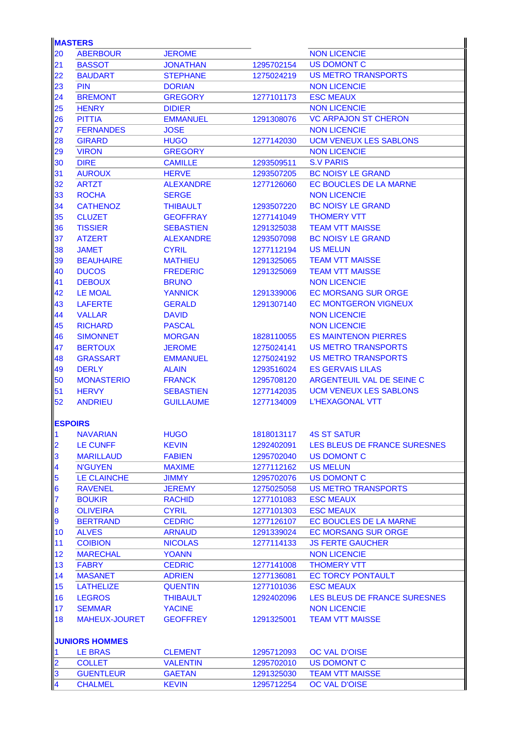## MASTERS

| | | | | |
|---|---|---|---|---|
| 20 | ABERBOUR | JEROME | | NON LICENCIE |
| 21 | BASSOT | JONATHAN | 1295702154 | US DOMONT C |
| 22 | BAUDART | STEPHANE | 1275024219 | US METRO TRANSPORTS |
| 23 | PIN | DORIAN | | NON LICENCIE |
| 24 | BREMONT | GREGORY | 1277101173 | ESC MEAUX |
| 25 | HENRY | DIDIER | | NON LICENCIE |
| 26 | PITTIA | EMMANUEL | 1291308076 | VC ARPAJON ST CHERON |
| 27 | FERNANDES | JOSE | | NON LICENCIE |
| 28 | GIRARD | HUGO | 1277142030 | UCM VENEUX LES SABLONS |
| 29 | VIRON | GREGORY | | NON LICENCIE |
| 30 | DIRE | CAMILLE | 1293509511 | S.V PARIS |
| 31 | AUROUX | HERVE | 1293507205 | BC NOISY LE GRAND |
| 32 | ARTZT | ALEXANDRE | 1277126060 | EC BOUCLES DE LA MARNE |
| 33 | ROCHA | SERGE | | NON LICENCIE |
| 34 | CATHENOZ | THIBAULT | 1293507220 | BC NOISY LE GRAND |
| 35 | CLUZET | GEOFFRAY | 1277141049 | THOMERY VTT |
| 36 | TISSIER | SEBASTIEN | 1291325038 | TEAM VTT MAISSE |
| 37 | ATZERT | ALEXANDRE | 1293507098 | BC NOISY LE GRAND |
| 38 | JAMET | CYRIL | 1277112194 | US MELUN |
| 39 | BEAUHAIRE | MATHIEU | 1291325065 | TEAM VTT MAISSE |
| 40 | DUCOS | FREDERIC | 1291325069 | TEAM VTT MAISSE |
| 41 | DEBOUX | BRUNO | | NON LICENCIE |
| 42 | LE MOAL | YANNICK | 1291339006 | EC MORSANG SUR ORGE |
| 43 | LAFERTE | GERALD | 1291307140 | EC MONTGERON VIGNEUX |
| 44 | VALLAR | DAVID | | NON LICENCIE |
| 45 | RICHARD | PASCAL | | NON LICENCIE |
| 46 | SIMONNET | MORGAN | 1828110055 | ES MAINTENON PIERRES |
| 47 | BERTOUX | JEROME | 1275024141 | US METRO TRANSPORTS |
| 48 | GRASSART | EMMANUEL | 1275024192 | US METRO TRANSPORTS |
| 49 | DERLY | ALAIN | 1293516024 | ES GERVAIS LILAS |
| 50 | MONASTERIO | FRANCK | 1295708120 | ARGENTEUIL VAL DE SEINE C |
| 51 | HERVY | SEBASTIEN | 1277142035 | UCM VENEUX LES SABLONS |
| 52 | ANDRIEU | GUILLAUME | 1277134009 | L'HEXAGONAL VTT |

## ESPOIRS

| | | | | |
|---|---|---|---|---|
| 1 | NAVARIAN | HUGO | 1818013117 | 4S ST SATUR |
| 2 | LE CUNFF | KEVIN | 1292402091 | LES BLEUS DE FRANCE SURESNES |
| 3 | MARILLAUD | FABIEN | 1295702040 | US DOMONT C |
| 4 | N'GUYEN | MAXIME | 1277112162 | US MELUN |
| 5 | LE CLAINCHE | JIMMY | 1295702076 | US DOMONT C |
| 6 | RAVENEL | JEREMY | 1275025058 | US METRO TRANSPORTS |
| 7 | BOUKIR | RACHID | 1277101083 | ESC MEAUX |
| 8 | OLIVEIRA | CYRIL | 1277101303 | ESC MEAUX |
| 9 | BERTRAND | CEDRIC | 1277126107 | EC BOUCLES DE LA MARNE |
| 10 | ALVES | ARNAUD | 1291339024 | EC MORSANG SUR ORGE |
| 11 | COIBION | NICOLAS | 1277114133 | JS FERTE GAUCHER |
| 12 | MARECHAL | YOANN | | NON LICENCIE |
| 13 | FABRY | CEDRIC | 1277141008 | THOMERY VTT |
| 14 | MASANET | ADRIEN | 1277136081 | EC TORCY PONTAULT |
| 15 | LATHELIZE | QUENTIN | 1277101036 | ESC MEAUX |
| 16 | LEGROS | THIBAULT | 1292402096 | LES BLEUS DE FRANCE SURESNES |
| 17 | SEMMAR | YACINE | | NON LICENCIE |
| 18 | MAHEUX-JOURET | GEOFFREY | 1291325001 | TEAM VTT MAISSE |

## JUNIORS HOMMES

| | | | | |
|---|---|---|---|---|
| 1 | LE BRAS | CLEMENT | 1295712093 | OC VAL D'OISE |
| 2 | COLLET | VALENTIN | 1295702010 | US DOMONT C |
| 3 | GUENTLEUR | GAETAN | 1291325030 | TEAM VTT MAISSE |
| 4 | CHALMEL | KEVIN | 1295712254 | OC VAL D'OISE |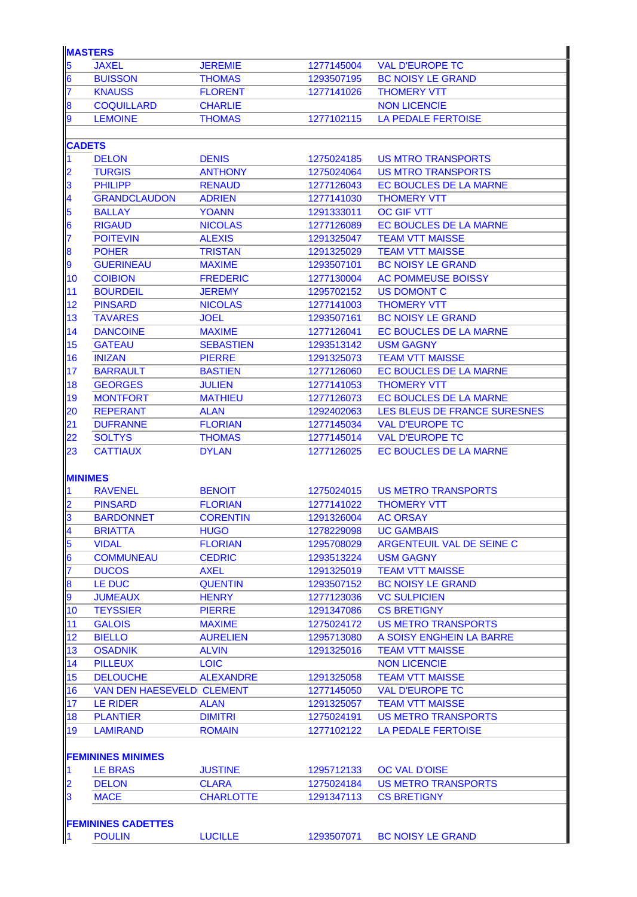| **MASTERS** | | | | |
|---|---|---|---|---|
| 5 | JAXEL | JEREMIE | 1277145004 | VAL D'EUROPE TC |
| 6 | BUISSON | THOMAS | 1293507195 | BC NOISY LE GRAND |
| 7 | KNAUSS | FLORENT | 1277141026 | THOMERY VTT |
| 8 | COQUILLARD | CHARLIE | | NON LICENCIE |
| 9 | LEMOINE | THOMAS | 1277102115 | LA PEDALE FERTOISE |

| **CADETS** | | | | |
|---|---|---|---|---|
| 1 | DELON | DENIS | 1275024185 | US MTRO TRANSPORTS |
| 2 | TURGIS | ANTHONY | 1275024064 | US MTRO TRANSPORTS |
| 3 | PHILIPP | RENAUD | 1277126043 | EC BOUCLES DE LA MARNE |
| 4 | GRANDCLAUDON | ADRIEN | 1277141030 | THOMERY VTT |
| 5 | BALLAY | YOANN | 1291333011 | OC GIF VTT |
| 6 | RIGAUD | NICOLAS | 1277126089 | EC BOUCLES DE LA MARNE |
| 7 | POITEVIN | ALEXIS | 1291325047 | TEAM VTT MAISSE |
| 8 | POHER | TRISTAN | 1291325029 | TEAM VTT MAISSE |
| 9 | GUERINEAU | MAXIME | 1293507101 | BC NOISY LE GRAND |
| 10 | COIBION | FREDERIC | 1277130004 | AC POMMEUSE BOISSY |
| 11 | BOURDEIL | JEREMY | 1295702152 | US DOMONT C |
| 12 | PINSARD | NICOLAS | 1277141003 | THOMERY VTT |
| 13 | TAVARES | JOEL | 1293507161 | BC NOISY LE GRAND |
| 14 | DANCOINE | MAXIME | 1277126041 | EC BOUCLES DE LA MARNE |
| 15 | GATEAU | SEBASTIEN | 1293513142 | USM GAGNY |
| 16 | INIZAN | PIERRE | 1291325073 | TEAM VTT MAISSE |
| 17 | BARRAULT | BASTIEN | 1277126060 | EC BOUCLES DE LA MARNE |
| 18 | GEORGES | JULIEN | 1277141053 | THOMERY VTT |
| 19 | MONTFORT | MATHIEU | 1277126073 | EC BOUCLES DE LA MARNE |
| 20 | REPERANT | ALAN | 1292402063 | LES BLEUS DE FRANCE SURESNES |
| 21 | DUFRANNE | FLORIAN | 1277145034 | VAL D'EUROPE TC |
| 22 | SOLTYS | THOMAS | 1277145014 | VAL D'EUROPE TC |
| 23 | CATTIAUX | DYLAN | 1277126025 | EC BOUCLES DE LA MARNE |

| **MINIMES** | | | | |
|---|---|---|---|---|
| 1 | RAVENEL | BENOIT | 1275024015 | US METRO TRANSPORTS |
| 2 | PINSARD | FLORIAN | 1277141022 | THOMERY VTT |
| 3 | BARDONNET | CORENTIN | 1291326004 | AC ORSAY |
| 4 | BRIATTA | HUGO | 1278229098 | UC GAMBAIS |
| 5 | VIDAL | FLORIAN | 1295708029 | ARGENTEUIL VAL DE SEINE C |
| 6 | COMMUNEAU | CEDRIC | 1293513224 | USM GAGNY |
| 7 | DUCOS | AXEL | 1291325019 | TEAM VTT MAISSE |
| 8 | LE DUC | QUENTIN | 1293507152 | BC NOISY LE GRAND |
| 9 | JUMEAUX | HENRY | 1277123036 | VC SULPICIEN |
| 10 | TEYSSIER | PIERRE | 1291347086 | CS BRETIGNY |
| 11 | GALOIS | MAXIME | 1275024172 | US METRO TRANSPORTS |
| 12 | BIELLO | AURELIEN | 1295713080 | A SOISY ENGHEIN LA BARRE |
| 13 | OSADNIK | ALVIN | 1291325016 | TEAM VTT MAISSE |
| 14 | PILLEUX | LOIC | | NON LICENCIE |
| 15 | DELOUCHE | ALEXANDRE | 1291325058 | TEAM VTT MAISSE |
| 16 | VAN DEN HAESEVELD | CLEMENT | 1277145050 | VAL D'EUROPE TC |
| 17 | LE RIDER | ALAN | 1291325057 | TEAM VTT MAISSE |
| 18 | PLANTIER | DIMITRI | 1275024191 | US METRO TRANSPORTS |
| 19 | LAMIRAND | ROMAIN | 1277102122 | LA PEDALE FERTOISE |

| **FEMININES MINIMES** | | | | |
|---|---|---|---|---|
| 1 | LE BRAS | JUSTINE | 1295712133 | OC VAL D'OISE |
| 2 | DELON | CLARA | 1275024184 | US METRO TRANSPORTS |
| 3 | MACE | CHARLOTTE | 1291347113 | CS BRETIGNY |

| **FEMININES CADETTES** | | | | |
|---|---|---|---|---|
| 1 | POULIN | LUCILLE | 1293507071 | BC NOISY LE GRAND |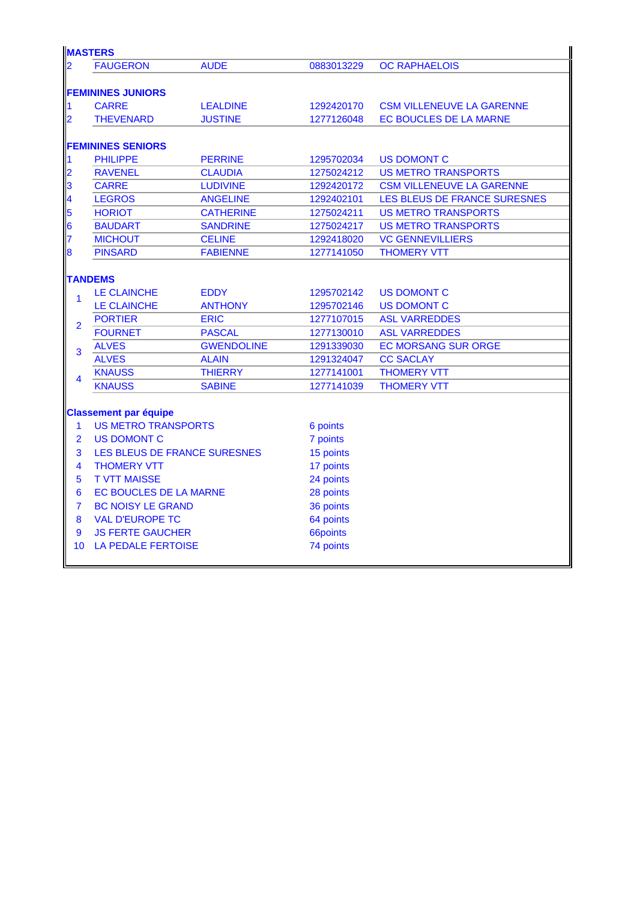**MASTERS**

| | | | | |
|---|---|---|---|---|
| 2 | FAUGERON | AUDE | 0883013229 | OC RAPHAELOIS |

**FEMININES JUNIORS**

| | | | | |
|---|---|---|---|---|
| 1 | CARRE | LEALDINE | 1292420170 | CSM VILLENEUVE LA GARENNE |
| 2 | THEVENARD | JUSTINE | 1277126048 | EC BOUCLES DE LA MARNE |

**FEMININES SENIORS**

| | | | | |
|---|---|---|---|---|
| 1 | PHILIPPE | PERRINE | 1295702034 | US DOMONT C |
| 2 | RAVENEL | CLAUDIA | 1275024212 | US METRO TRANSPORTS |
| 3 | CARRE | LUDIVINE | 1292420172 | CSM VILLENEUVE LA GARENNE |
| 4 | LEGROS | ANGELINE | 1292402101 | LES BLEUS DE FRANCE SURESNES |
| 5 | HORIOT | CATHERINE | 1275024211 | US METRO TRANSPORTS |
| 6 | BAUDART | SANDRINE | 1275024217 | US METRO TRANSPORTS |
| 7 | MICHOUT | CELINE | 1292418020 | VC GENNEVILLIERS |
| 8 | PINSARD | FABIENNE | 1277141050 | THOMERY VTT |

**TANDEMS**

| | | | | |
|---|---|---|---|---|
| 1 | LE CLAINCHE | EDDY | 1295702142 | US DOMONT C |
| | LE CLAINCHE | ANTHONY | 1295702146 | US DOMONT C |
| 2 | PORTIER | ERIC | 1277107015 | ASL VARREDDES |
| | FOURNET | PASCAL | 1277130010 | ASL VARREDDES |
| 3 | ALVES | GWENDOLINE | 1291339030 | EC MORSANG SUR ORGE |
| | ALVES | ALAIN | 1291324047 | CC SACLAY |
| 4 | KNAUSS | THIERRY | 1277141001 | THOMERY VTT |
| | KNAUSS | SABINE | 1277141039 | THOMERY VTT |

**Classement par équipe**

| | | |
|---|---|---|
| 1 | US METRO TRANSPORTS | 6 points |
| 2 | US DOMONT C | 7 points |
| 3 | LES BLEUS DE FRANCE SURESNES | 15 points |
| 4 | THOMERY VTT | 17 points |
| 5 | T VTT MAISSE | 24 points |
| 6 | EC BOUCLES DE LA MARNE | 28 points |
| 7 | BC NOISY LE GRAND | 36 points |
| 8 | VAL D'EUROPE TC | 64 points |
| 9 | JS FERTE GAUCHER | 66points |
| 10 | LA PEDALE FERTOISE | 74 points |